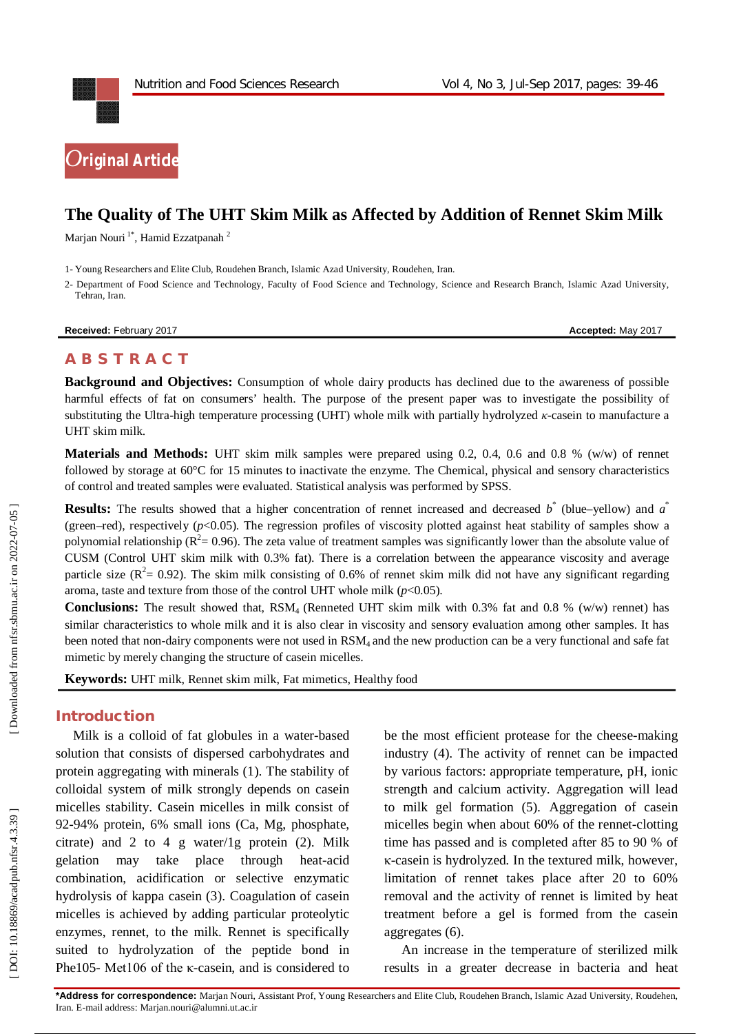Original Article

# The Quality of The UHT Skim Milk as Affected by Addition of Rennet Skim Milk

Marjan Nouri [1*], Hamid Ezzatpanah [2]

1- Young Researchers and Elite Club, Roudehen Branch, Islamic Azad University, Roudehen, Iran.

2- Department of Food Science and Technology, Faculty of Food Science and Technology, Science and Research Branch, Islamic Azad University, Tehran, Iran.

**Received:** February 2017 **Accepted:** May 2017

## ABSTRACT

**Background and Objectives:** Consumption of whole dairy products has declined due to the awareness of possible harmful effects of fat on consumers' health. The purpose of the present paper was to investigate the possibility of substituting the Ultra-high temperature processing (UHT) whole milk with partially hydrolyzed *κ*-casein to manufacture a UHT skim milk.

**Materials and Methods:** UHT skim milk samples were prepared using 0.2, 0.4, 0.6 and 0.8 % (w/w) of rennet followed by storage at 60°C for 15 minutes to inactivate the enzyme. The Chemical, physical and sensory characteristics of control and treated samples were evaluated. Statistical analysis was performed by SPSS.

**Results:** The results showed that a higher concentration of rennet increased and decreased $b^*$ (blue–yellow) and $a^*$ (green–red), respectively ($p<0.05$). The regression profiles of viscosity plotted against heat stability of samples show a polynomial relationship ($R^2= 0.96$). The zeta value of treatment samples was significantly lower than the absolute value of CUSM (Control UHT skim milk with 0.3% fat). There is a correlation between the appearance viscosity and average particle size ($R^2= 0.92$). The skim milk consisting of 0.6% of rennet skim milk did not have any significant regarding aroma, taste and texture from those of the control UHT whole milk ($p<0.05$).

**Conclusions:** The result showed that, $RSM_4$ (Renneted UHT skim milk with 0.3% fat and 0.8 % (w/w) rennet) has similar characteristics to whole milk and it is also clear in viscosity and sensory evaluation among other samples. It has been noted that non-dairy components were not used in $RSM_4$ and the new production can be a very functional and safe fat mimetic by merely changing the structure of casein micelles.

**Keywords:** UHT milk, Rennet skim milk, Fat mimetics, Healthy food

## Introduction

Milk is a colloid of fat globules in a water-based solution that consists of dispersed carbohydrates and protein aggregating with minerals (1). The stability of colloidal system of milk strongly depends on casein micelles stability. Casein micelles in milk consist of 92-94% protein, 6% small ions (Ca, Mg, phosphate, citrate) and 2 to 4 g water/1g protein (2). Milk gelation may take place through heat-acid combination, acidification or selective enzymatic hydrolysis of kappa casein (3). Coagulation of casein micelles is achieved by adding particular proteolytic enzymes, rennet, to the milk. Rennet is specifically suited to hydrolyzation of the peptide bond in Phe105- Met106 of the κ-casein, and is considered to be the most efficient protease for the cheese-making industry (4). The activity of rennet can be impacted by various factors: appropriate temperature, pH, ionic strength and calcium activity. Aggregation will lead to milk gel formation (5). Aggregation of casein micelles begin when about 60% of the rennet-clotting time has passed and is completed after 85 to 90 % of κ-casein is hydrolyzed. In the textured milk, however, limitation of rennet takes place after 20 to 60% removal and the activity of rennet is limited by heat treatment before a gel is formed from the casein aggregates (6).

An increase in the temperature of sterilized milk results in a greater decrease in bacteria and heat

**\*Address for correspondence:** Marjan Nouri, Assistant Prof, Young Researchers and Elite Club, Roudehen Branch, Islamic Azad University, Roudehen, Iran. E-mail address: Marjan.nouri@alumni.ut.ac.ir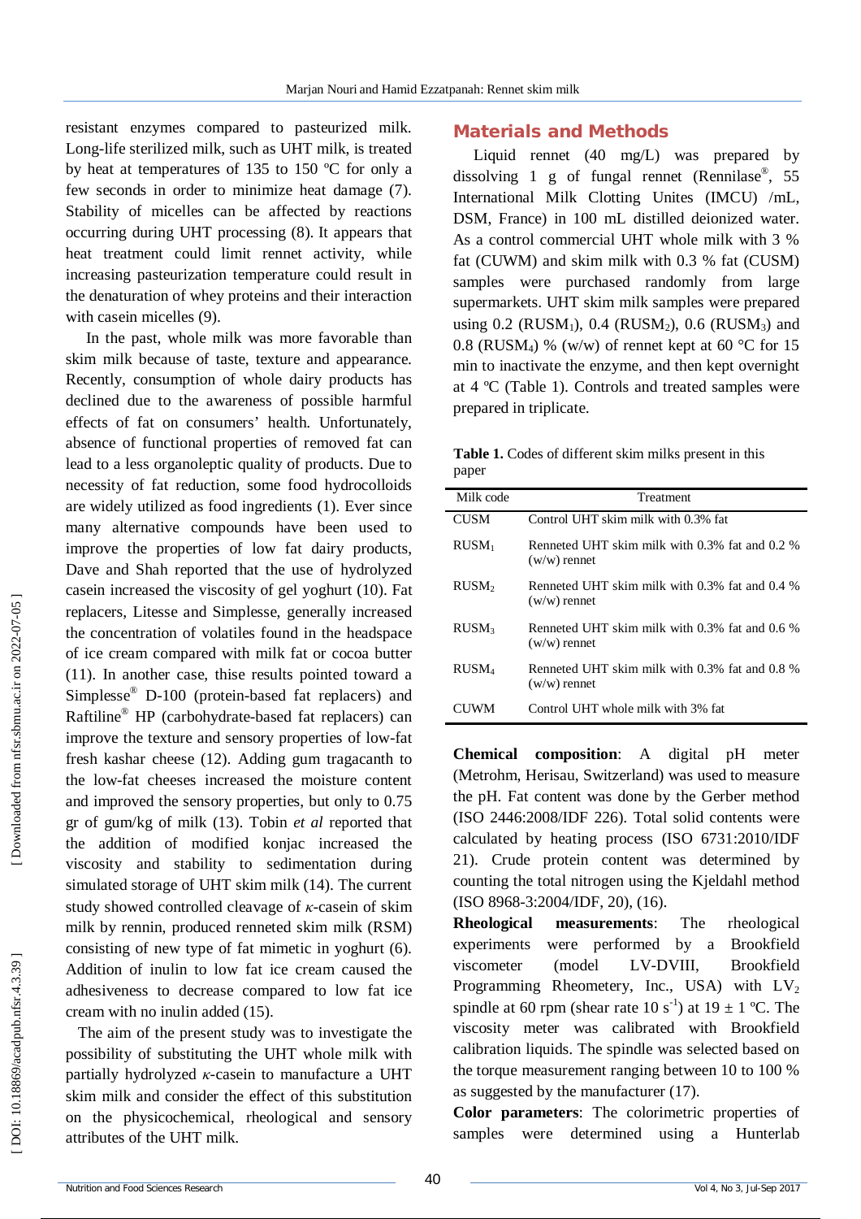resistant enzymes compared to pasteurized milk. Long-life sterilized milk, such as UHT milk, is treated by heat at temperatures of 135 to 150 ºC for only a few seconds in order to minimize heat damage (7). Stability of micelles can be affected by reactions occurring during UHT processing (8). It appears that heat treatment could limit rennet activity, while increasing pasteurization temperature could result in the denaturation of whey proteins and their interaction with casein micelles (9).

In the past, whole milk was more favorable than skim milk because of taste, texture and appearance. Recently, consumption of whole dairy products has declined due to the awareness of possible harmful effects of fat on consumers' health. Unfortunately, absence of functional properties of removed fat can lead to a less organoleptic quality of products. Due to necessity of fat reduction, some food hydrocolloids are widely utilized as food ingredients (1). Ever since many alternative compounds have been used to improve the properties of low fat dairy products, Dave and Shah reported that the use of hydrolyzed casein increased the viscosity of gel yoghurt (10). Fat replacers, Litesse and Simplesse, generally increased the concentration of volatiles found in the headspace of ice cream compared with milk fat or cocoa butter (11). In another case, thise results pointed toward a Simplesse® D-100 (protein-based fat replacers) and Raftiline® HP (carbohydrate-based fat replacers) can improve the texture and sensory properties of low-fat fresh kashar cheese (12). Adding gum tragacanth to the low-fat cheeses increased the moisture content and improved the sensory properties, but only to 0.75 gr of gum/kg of milk (13). Tobin *et al* reported that the addition of modified konjac increased the viscosity and stability to sedimentation during simulated storage of UHT skim milk (14). The current study showed controlled cleavage of *κ*-casein of skim milk by rennin, produced renneted skim milk (RSM) consisting of new type of fat mimetic in yoghurt (6). Addition of inulin to low fat ice cream caused the adhesiveness to decrease compared to low fat ice cream with no inulin added (15).

The aim of the present study was to investigate the possibility of substituting the UHT whole milk with partially hydrolyzed *κ*-casein to manufacture a UHT skim milk and consider the effect of this substitution on the physicochemical, rheological and sensory attributes of the UHT milk.

## Materials and Methods

Liquid rennet (40 mg/L) was prepared by dissolving 1 g of fungal rennet (Rennilase®, 55 International Milk Clotting Unites (IMCU) /mL, DSM, France) in 100 mL distilled deionized water. As a control commercial UHT whole milk with 3 % fat (CUWM) and skim milk with 0.3 % fat (CUSM) samples were purchased randomly from large supermarkets. UHT skim milk samples were prepared using 0.2 ($RUSM_1$), 0.4 ($RUSM_2$), 0.6 ($RUSM_3$) and 0.8 ($RUSM_4$) % (w/w) of rennet kept at 60 °C for 15 min to inactivate the enzyme, and then kept overnight at 4 ºC (Table 1). Controls and treated samples were prepared in triplicate.

**Table 1.** Codes of different skim milks present in this paper

| Milk code | Treatment |
|---|---|
| CUSM | Control UHT skim milk with 0.3% fat |
| $RUSM_1$ | Renneted UHT skim milk with 0.3% fat and 0.2 % (w/w) rennet |
| $RUSM_2$ | Renneted UHT skim milk with 0.3% fat and 0.4 % (w/w) rennet |
| $RUSM_3$ | Renneted UHT skim milk with 0.3% fat and 0.6 % (w/w) rennet |
| $RUSM_4$ | Renneted UHT skim milk with 0.3% fat and 0.8 % (w/w) rennet |
| CUWM | Control UHT whole milk with 3% fat |

**Chemical composition**: A digital pH meter (Metrohm, Herisau, Switzerland) was used to measure the pH. Fat content was done by the Gerber method (ISO 2446:2008/IDF 226). Total solid contents were calculated by heating process (ISO 6731:2010/IDF 21). Crude protein content was determined by counting the total nitrogen using the Kjeldahl method (ISO 8968-3:2004/IDF, 20), (16).

**Rheological measurements**: The rheological experiments were performed by a Brookfield viscometer (model LV-DVIII, Brookfield Programming Rheometery, Inc., USA) with $LV_2$ spindle at 60 rpm (shear rate 10 $s^{-1}$) at 19 ± 1 ºC. The viscosity meter was calibrated with Brookfield calibration liquids. The spindle was selected based on the torque measurement ranging between 10 to 100 % as suggested by the manufacturer (17).

**Color parameters**: The colorimetric properties of samples were determined using a Hunterlab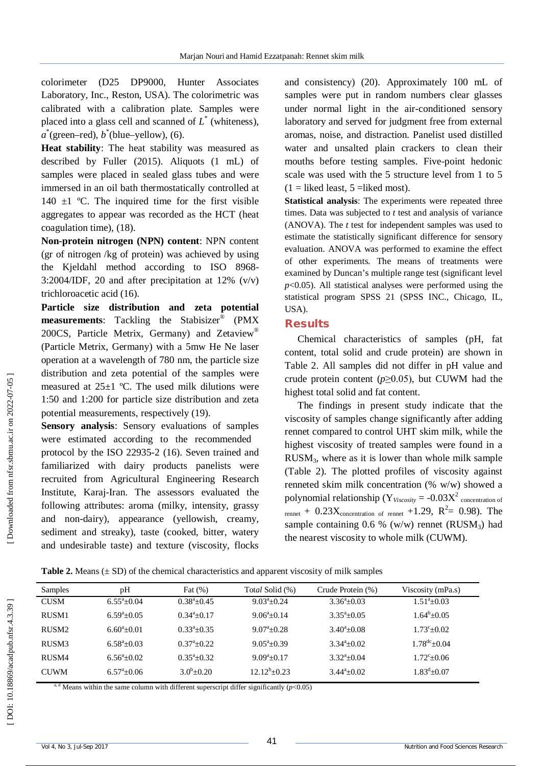colorimeter (D25 DP9000, Hunter Associates Laboratory, Inc., Reston, USA). The colorimetric was calibrated with a calibration plate. Samples were placed into a glass cell and scanned of $L^*$ (whiteness), $a^*$(green–red), $b^*$(blue–yellow), (6).

**Heat stability**: The heat stability was measured as described by Fuller (2015). Aliquots (1 mL) of samples were placed in sealed glass tubes and were immersed in an oil bath thermostatically controlled at 140 ±1 ºC. The inquired time for the first visible aggregates to appear was recorded as the HCT (heat coagulation time), (18).

**Non-protein nitrogen (NPN) content**: NPN content (gr of nitrogen /kg of protein) was achieved by using the Kjeldahl method according to ISO 8968-3:2004/IDF, 20 and after precipitation at 12% (v/v) trichloroacetic acid (16).

**Particle size distribution and zeta potential measurements**: Tackling the Stabisizer® (PMX 200CS, Particle Metrix, Germany) and Zetaview® (Particle Metrix, Germany) with a 5mw He Ne laser operation at a wavelength of 780 nm, the particle size distribution and zeta potential of the samples were measured at 25±1 ºC. The used milk dilutions were 1:50 and 1:200 for particle size distribution and zeta potential measurements, respectively (19).

**Sensory analysis**: Sensory evaluations of samples were estimated according to the recommended protocol by the ISO 22935-2 (16). Seven trained and familiarized with dairy products panelists were recruited from Agricultural Engineering Research Institute, Karaj-Iran. The assessors evaluated the following attributes: aroma (milky, intensity, grassy and non-dairy), appearance (yellowish, creamy, sediment and streaky), taste (cooked, bitter, watery and undesirable taste) and texture (viscosity, flocks and consistency) (20). Approximately 100 mL of samples were put in random numbers clear glasses under normal light in the air-conditioned sensory laboratory and served for judgment free from external aromas, noise, and distraction. Panelist used distilled water and unsalted plain crackers to clean their mouths before testing samples. Five-point hedonic scale was used with the 5 structure level from 1 to 5 (1 = liked least, 5 =liked most).

**Statistical analysis**: The experiments were repeated three times. Data was subjected to *t* test and analysis of variance (ANOVA). The *t* test for independent samples was used to estimate the statistically significant difference for sensory evaluation. ANOVA was performed to examine the effect of other experiments. The means of treatments were examined by Duncan's multiple range test (significant level $p<0.05$). All statistical analyses were performed using the statistical program SPSS 21 (SPSS INC., Chicago, IL, USA).

## Results

Chemical characteristics of samples (pH, fat content, total solid and crude protein) are shown in Table 2. All samples did not differ in pH value and crude protein content ($p\geq0.05$), but CUWM had the highest total solid and fat content.

The findings in present study indicate that the viscosity of samples change significantly after adding rennet compared to control UHT skim milk, while the highest viscosity of treated samples were found in a $RUSM_3$, where as it is lower than whole milk sample (Table 2). The plotted profiles of viscosity against renneted skim milk concentration (% w/w) showed a polynomial relationship ($Y_{Viscosity} = -0.03X^2_{\text{concentration of rennet}} + 0.23X_{\text{concentration of rennet}} +1.29$, $R^2= 0.98$). The sample containing 0.6 % (w/w) rennet ($RUSM_3$) had the nearest viscosity to whole milk (CUWM).

**Table 2.** Means (± SD) of the chemical characteristics and apparent viscosity of milk samples

| Samples | pH | Fat (%) | Total Solid (%) | Crude Protein (%) | Viscosity (mPa.s) |
|---|---|---|---|---|---|
| CUSM | $6.55^a±0.04$ | $0.38^a±0.45$ | $9.03^a±0.24$ | $3.36^a±0.03$ | $1.51^a±0.03$ |
| RUSM1 | $6.59^a±0.05$ | $0.34^a±0.17$ | $9.06^a±0.14$ | $3.35^a±0.05$ | $1.64^b±0.05$ |
| RUSM2 | $6.60^a±0.01$ | $0.33^a±0.35$ | $9.07^a±0.28$ | $3.40^a±0.08$ | $1.73^c±0.02$ |
| RUSM3 | $6.58^a±0.03$ | $0.37^a±0.22$ | $9.05^a±0.39$ | $3.34^a±0.02$ | $1.78^{dc}±0.04$ |
| RUSM4 | $6.56^a±0.02$ | $0.35^a±0.32$ | $9.09^a±0.17$ | $3.32^a±0.04$ | $1.72^c±0.06$ |
| CUWM | $6.57^a±0.06$ | $3.0^b±0.20$ | $12.12^b±0.23$ | $3.44^a±0.02$ | $1.83^d±0.07$ |

a, d Means within the same column with different superscript differ significantly ($p<0.05$)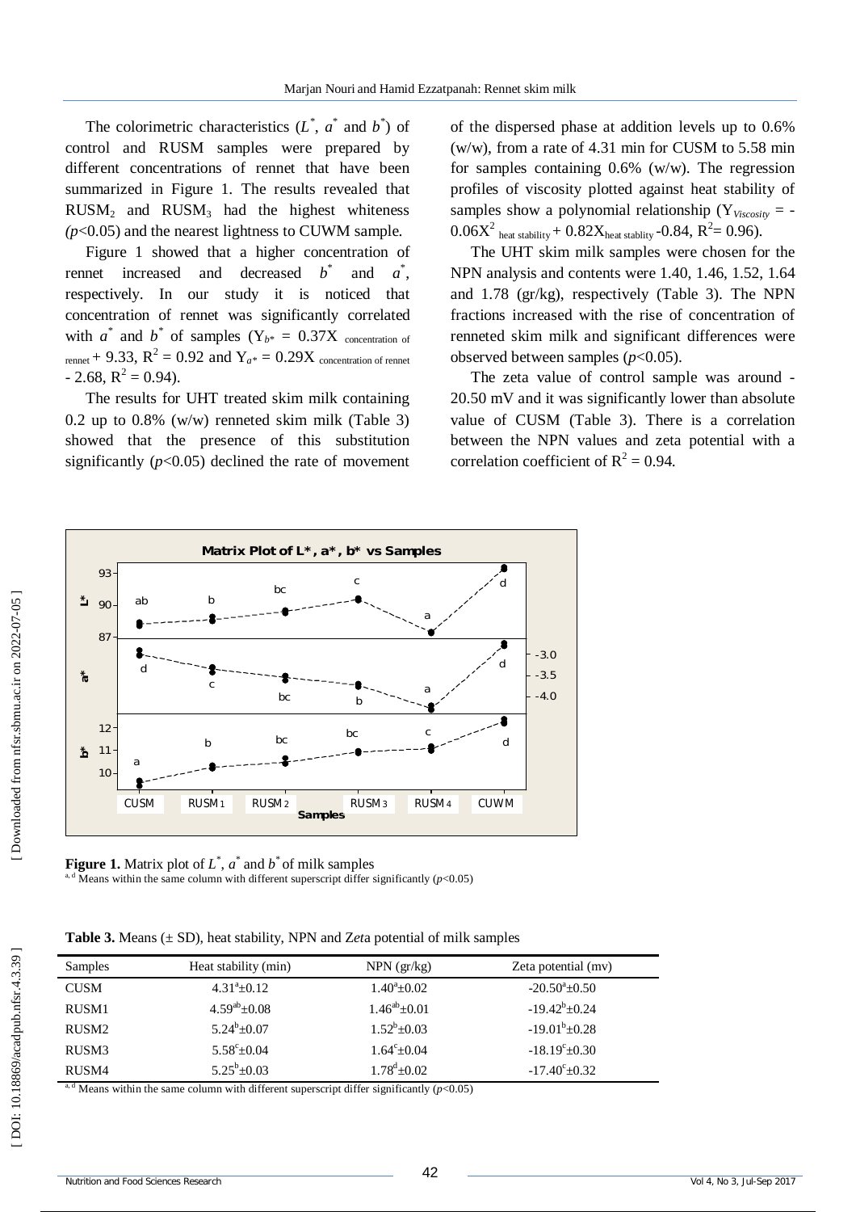The colorimetric characteristics ($L^*$, $a^*$ and $b^*$) of control and RUSM samples were prepared by different concentrations of rennet that have been summarized in Figure 1. The results revealed that $RUSM_2$ and $RUSM_3$ had the highest whiteness ($p<0.05$) and the nearest lightness to CUWM sample.

Figure 1 showed that a higher concentration of rennet increased and decreased $b^*$ and $a^*$, respectively. In our study it is noticed that concentration of rennet was significantly correlated with $a^*$ and $b^*$ of samples ($Y_{b^*} = 0.37X_{\text{concentration of rennet}} + 9.33$, $R^2 = 0.92$ and $Y_{a^*} = 0.29X_{\text{concentration of rennet}} - 2.68$, $R^2 = 0.94$).

The results for UHT treated skim milk containing 0.2 up to 0.8% (w/w) renneted skim milk (Table 3) showed that the presence of this substitution significantly ($p<0.05$) declined the rate of movement of the dispersed phase at addition levels up to 0.6% (w/w), from a rate of 4.31 min for CUSM to 5.58 min for samples containing 0.6% (w/w). The regression profiles of viscosity plotted against heat stability of samples show a polynomial relationship ($Y_{Viscosity} = -0.06X^2_{\text{heat stability}} + 0.82X_{\text{heat stability}} - 0.84$, $R^2 = 0.96$).

The UHT skim milk samples were chosen for the NPN analysis and contents were 1.40, 1.46, 1.52, 1.64 and 1.78 (gr/kg), respectively (Table 3). The NPN fractions increased with the rise of concentration of renneted skim milk and significant differences were observed between samples ($p<0.05$).

The zeta value of control sample was around -20.50 mV and it was significantly lower than absolute value of CUSM (Table 3). There is a correlation between the NPN values and zeta potential with a correlation coefficient of $R^2 = 0.94$.

**Figure 1.** Matrix plot of $L^*$, $a^*$ and $b^*$ of milk samples
a, d Means within the same column with different superscript differ significantly ($p<0.05$)

**Table 3.** Means (± SD), heat stability, NPN and Z*e*ta potential of milk samples

| Samples | Heat stability (min) | NPN (gr/kg) | Zeta potential (mv) |
|---|---|---|---|
| CUSM | $4.31^a \pm 0.12$ | $1.40^a \pm 0.02$ | $-20.50^a \pm 0.50$ |
| RUSM1 | $4.59^{ab} \pm 0.08$ | $1.46^{ab} \pm 0.01$ | $-19.42^b \pm 0.24$ |
| RUSM2 | $5.24^b \pm 0.07$ | $1.52^b \pm 0.03$ | $-19.01^b \pm 0.28$ |
| RUSM3 | $5.58^c \pm 0.04$ | $1.64^c \pm 0.04$ | $-18.19^c \pm 0.30$ |
| RUSM4 | $5.25^b \pm 0.03$ | $1.78^d \pm 0.02$ | $-17.40^c \pm 0.32$ |

a, d Means within the same column with different superscript differ significantly ($p<0.05$)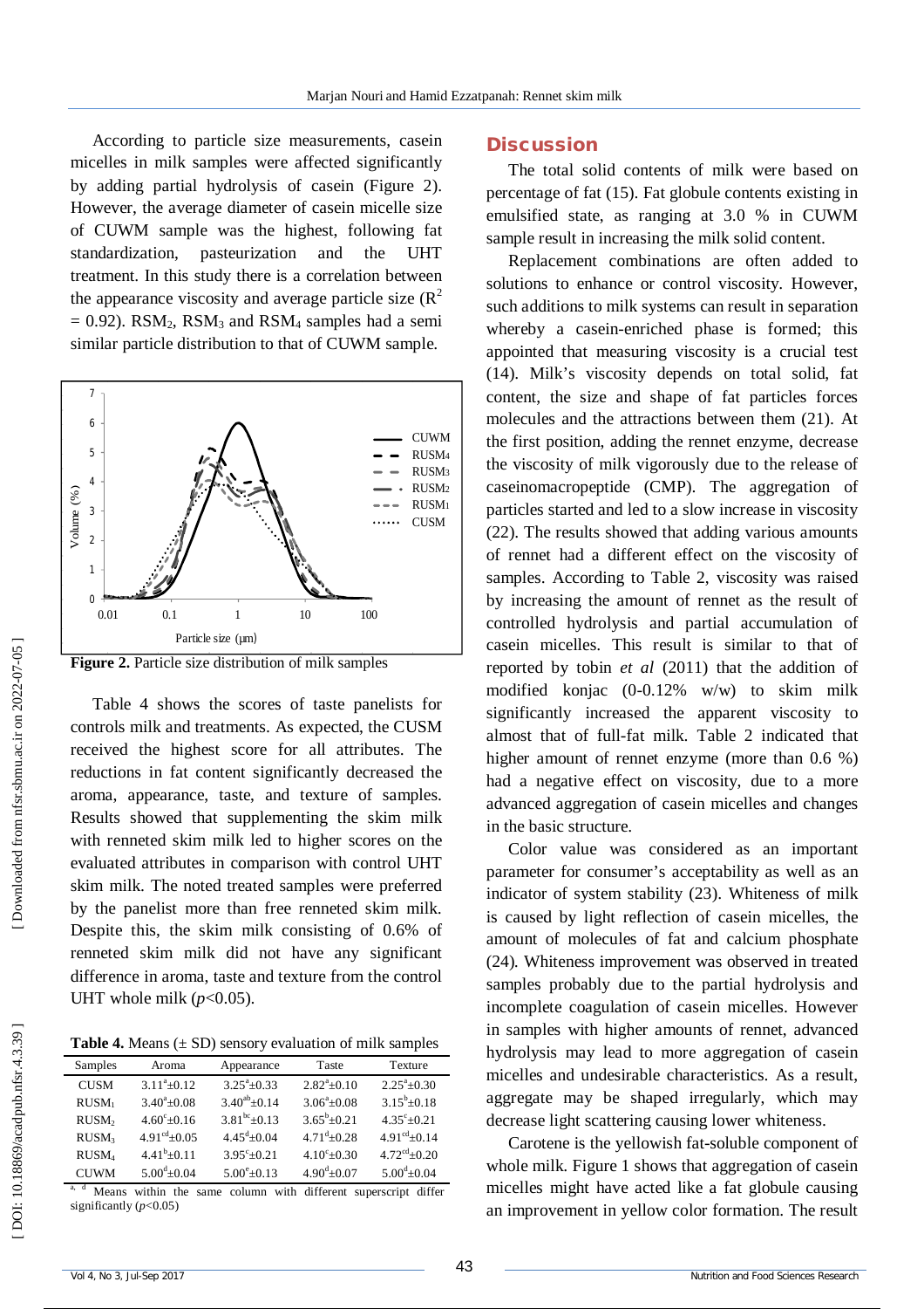According to particle size measurements, casein micelles in milk samples were affected significantly by adding partial hydrolysis of casein (Figure 2). However, the average diameter of casein micelle size of CUWM sample was the highest, following fat standardization, pasteurization and the UHT treatment. In this study there is a correlation between the appearance viscosity and average particle size ($R^2 = 0.92$). $RSM_2$, $RSM_3$ and $RSM_4$ samples had a semi similar particle distribution to that of CUWM sample.

**Figure 2.** Particle size distribution of milk samples

Table 4 shows the scores of taste panelists for controls milk and treatments. As expected, the CUSM received the highest score for all attributes. The reductions in fat content significantly decreased the aroma, appearance, taste, and texture of samples. Results showed that supplementing the skim milk with renneted skim milk led to higher scores on the evaluated attributes in comparison with control UHT skim milk. The noted treated samples were preferred by the panelist more than free renneted skim milk. Despite this, the skim milk consisting of 0.6% of renneted skim milk did not have any significant difference in aroma, taste and texture from the control UHT whole milk ($p<0.05$).

**Table 4.** Means (± SD) sensory evaluation of milk samples

| Samples | Aroma | Appearance | Taste | Texture |
|---|---|---|---|---|
| CUSM | $3.11^{a}±0.12$ | $3.25^{a}±0.33$ | $2.82^{a}±0.10$ | $2.25^{a}±0.30$ |
| $RUSM_1$ | $3.40^{a}±0.08$ | $3.40^{ab}±0.14$ | $3.06^{a}±0.08$ | $3.15^{b}±0.18$ |
| $RUSM_2$ | $4.60^{c}±0.16$ | $3.81^{bc}±0.13$ | $3.65^{b}±0.21$ | $4.35^{c}±0.21$ |
| $RUSM_3$ | $4.91^{cd}±0.05$ | $4.45^{d}±0.04$ | $4.71^{d}±0.28$ | $4.91^{cd}±0.14$ |
| $RUSM_4$ | $4.41^{b}±0.11$ | $3.95^{c}±0.21$ | $4.10^{c}±0.30$ | $4.72^{cd}±0.20$ |
| CUWM | $5.00^{d}±0.04$ | $5.00^{e}±0.13$ | $4.90^{d}±0.07$ | $5.00^{d}±0.04$ |

[a, d] Means within the same column with different superscript differ significantly ($p<0.05$)

## Discussion

The total solid contents of milk were based on percentage of fat (15). Fat globule contents existing in emulsified state, as ranging at 3.0 % in CUWM sample result in increasing the milk solid content.

Replacement combinations are often added to solutions to enhance or control viscosity. However, such additions to milk systems can result in separation whereby a casein-enriched phase is formed; this appointed that measuring viscosity is a crucial test (14). Milk's viscosity depends on total solid, fat content, the size and shape of fat particles forces molecules and the attractions between them (21). At the first position, adding the rennet enzyme, decrease the viscosity of milk vigorously due to the release of caseinomacropeptide (CMP). The aggregation of particles started and led to a slow increase in viscosity (22). The results showed that adding various amounts of rennet had a different effect on the viscosity of samples. According to Table 2, viscosity was raised by increasing the amount of rennet as the result of controlled hydrolysis and partial accumulation of casein micelles. This result is similar to that of reported by tobin *et al* (2011) that the addition of modified konjac (0-0.12% w/w) to skim milk significantly increased the apparent viscosity to almost that of full-fat milk. Table 2 indicated that higher amount of rennet enzyme (more than 0.6 %) had a negative effect on viscosity, due to a more advanced aggregation of casein micelles and changes in the basic structure.

Color value was considered as an important parameter for consumer's acceptability as well as an indicator of system stability (23). Whiteness of milk is caused by light reflection of casein micelles, the amount of molecules of fat and calcium phosphate (24). Whiteness improvement was observed in treated samples probably due to the partial hydrolysis and incomplete coagulation of casein micelles. However in samples with higher amounts of rennet, advanced hydrolysis may lead to more aggregation of casein micelles and undesirable characteristics. As a result, aggregate may be shaped irregularly, which may decrease light scattering causing lower whiteness.

Carotene is the yellowish fat-soluble component of whole milk. Figure 1 shows that aggregation of casein micelles might have acted like a fat globule causing an improvement in yellow color formation. The result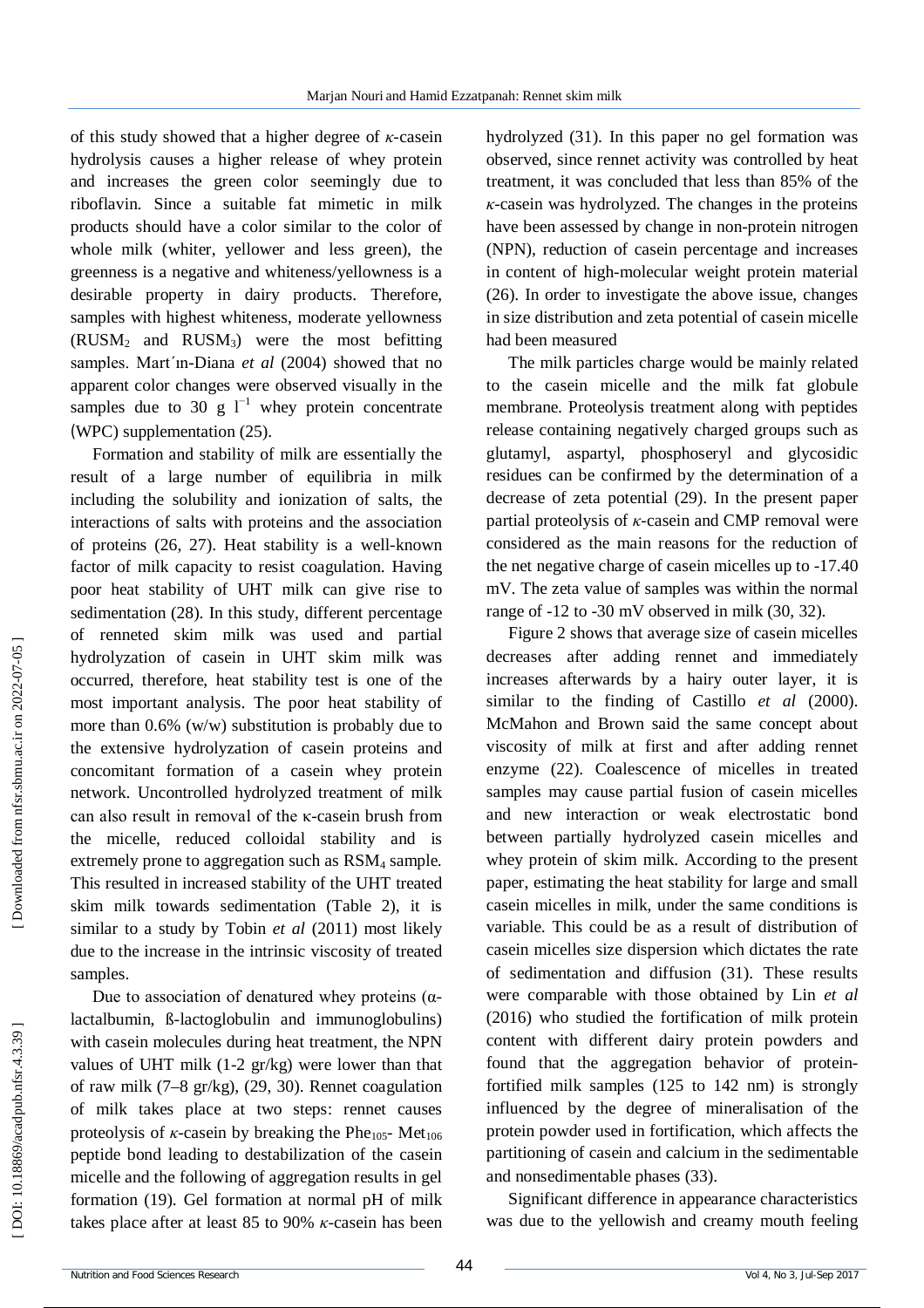of this study showed that a higher degree of *κ*-casein hydrolysis causes a higher release of whey protein and increases the green color seemingly due to riboflavin. Since a suitable fat mimetic in milk products should have a color similar to the color of whole milk (whiter, yellower and less green), the greenness is a negative and whiteness/yellowness is a desirable property in dairy products. Therefore, samples with highest whiteness, moderate yellowness ($RUSM_2$ and $RUSM_3$) were the most befitting samples. Mart´ın-Diana *et al* (2004) showed that no apparent color changes were observed visually in the samples due to 30 g $l^{-1}$ whey protein concentrate (WPC) supplementation (25).

Formation and stability of milk are essentially the result of a large number of equilibria in milk including the solubility and ionization of salts, the interactions of salts with proteins and the association of proteins (26, 27). Heat stability is a well-known factor of milk capacity to resist coagulation. Having poor heat stability of UHT milk can give rise to sedimentation (28). In this study, different percentage of renneted skim milk was used and partial hydrolyzation of casein in UHT skim milk was occurred, therefore, heat stability test is one of the most important analysis. The poor heat stability of more than 0.6% (w/w) substitution is probably due to the extensive hydrolyzation of casein proteins and concomitant formation of a casein whey protein network. Uncontrolled hydrolyzed treatment of milk can also result in removal of the κ-casein brush from the micelle, reduced colloidal stability and is extremely prone to aggregation such as $RSM_4$ sample. This resulted in increased stability of the UHT treated skim milk towards sedimentation (Table 2), it is similar to a study by Tobin *et al* (2011) most likely due to the increase in the intrinsic viscosity of treated samples.

Due to association of denatured whey proteins (α-lactalbumin, ß-lactoglobulin and immunoglobulins) with casein molecules during heat treatment, the NPN values of UHT milk (1-2 gr/kg) were lower than that of raw milk (7–8 gr/kg), (29, 30). Rennet coagulation of milk takes place at two steps: rennet causes proteolysis of *κ*-casein by breaking the $Phe_{105}$- $Met_{106}$ peptide bond leading to destabilization of the casein micelle and the following of aggregation results in gel formation (19). Gel formation at normal pH of milk takes place after at least 85 to 90% *κ*-casein has been hydrolyzed (31). In this paper no gel formation was observed, since rennet activity was controlled by heat treatment, it was concluded that less than 85% of the *κ*-casein was hydrolyzed. The changes in the proteins have been assessed by change in non-protein nitrogen (NPN), reduction of casein percentage and increases in content of high-molecular weight protein material (26). In order to investigate the above issue, changes in size distribution and zeta potential of casein micelle had been measured

The milk particles charge would be mainly related to the casein micelle and the milk fat globule membrane. Proteolysis treatment along with peptides release containing negatively charged groups such as glutamyl, aspartyl, phosphoseryl and glycosidic residues can be confirmed by the determination of a decrease of zeta potential (29). In the present paper partial proteolysis of *κ*-casein and CMP removal were considered as the main reasons for the reduction of the net negative charge of casein micelles up to -17.40 mV. The zeta value of samples was within the normal range of -12 to -30 mV observed in milk (30, 32).

Figure 2 shows that average size of casein micelles decreases after adding rennet and immediately increases afterwards by a hairy outer layer, it is similar to the finding of Castillo *et al* (2000). McMahon and Brown said the same concept about viscosity of milk at first and after adding rennet enzyme (22). Coalescence of micelles in treated samples may cause partial fusion of casein micelles and new interaction or weak electrostatic bond between partially hydrolyzed casein micelles and whey protein of skim milk. According to the present paper, estimating the heat stability for large and small casein micelles in milk, under the same conditions is variable. This could be as a result of distribution of casein micelles size dispersion which dictates the rate of sedimentation and diffusion (31). These results were comparable with those obtained by Lin *et al* (2016) who studied the fortification of milk protein content with different dairy protein powders and found that the aggregation behavior of protein-fortified milk samples (125 to 142 nm) is strongly influenced by the degree of mineralisation of the protein powder used in fortification, which affects the partitioning of casein and calcium in the sedimentable and nonsedimentable phases (33).

Significant difference in appearance characteristics was due to the yellowish and creamy mouth feeling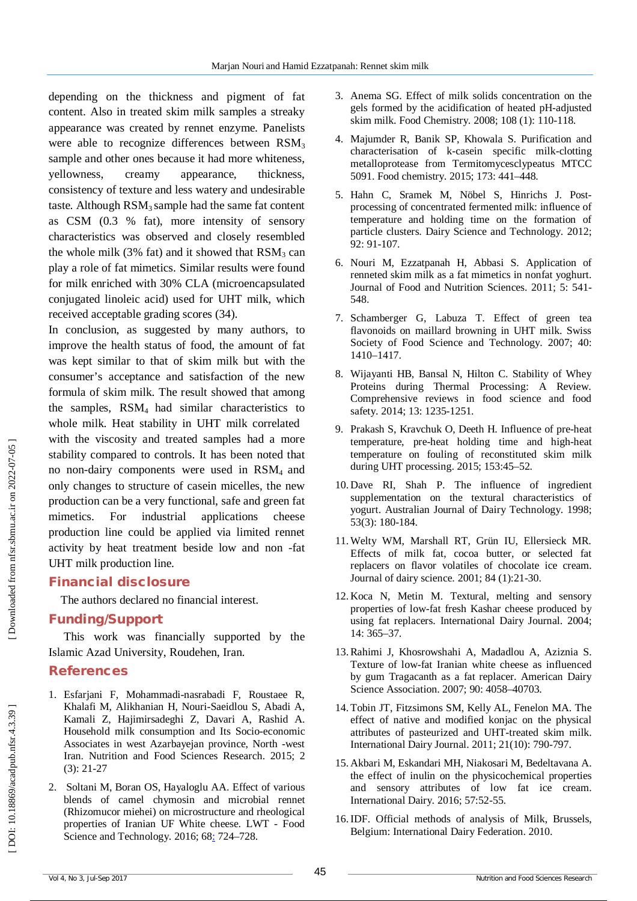depending on the thickness and pigment of fat content. Also in treated skim milk samples a streaky appearance was created by rennet enzyme. Panelists were able to recognize differences between $RSM_3$ sample and other ones because it had more whiteness, yellowness, creamy appearance, thickness, consistency of texture and less watery and undesirable taste. Although $RSM_3$ sample had the same fat content as CSM (0.3 % fat), more intensity of sensory characteristics was observed and closely resembled the whole milk (3% fat) and it showed that $RSM_3$ can play a role of fat mimetics. Similar results were found for milk enriched with 30% CLA (microencapsulated conjugated linoleic acid) used for UHT milk, which received acceptable grading scores (34).

In conclusion, as suggested by many authors, to improve the health status of food, the amount of fat was kept similar to that of skim milk but with the consumer's acceptance and satisfaction of the new formula of skim milk. The result showed that among the samples, $RSM_4$ had similar characteristics to whole milk. Heat stability in UHT milk correlated with the viscosity and treated samples had a more stability compared to controls. It has been noted that no non-dairy components were used in $RSM_4$ and only changes to structure of casein micelles, the new production can be a very functional, safe and green fat mimetics. For industrial applications cheese production line could be applied via limited rennet activity by heat treatment beside low and non -fat UHT milk production line.

## Financial disclosure

The authors declared no financial interest.

## Funding/Support

This work was financially supported by the Islamic Azad University, Roudehen, Iran.

## References

1. Esfarjani F, Mohammadi-nasrabadi F, Roustaee R, Khalafi M, Alikhanian H, Nouri-Saeidlou S, Abadi A, Kamali Z, Hajimirsadeghi Z, Davari A, Rashid A. Household milk consumption and Its Socio-economic Associates in west Azarbayejan province, North -west Iran. Nutrition and Food Sciences Research. 2015; 2 (3): 21-27
2. Soltani M, Boran OS, Hayaloglu AA. Effect of various blends of camel chymosin and microbial rennet (Rhizomucor miehei) on microstructure and rheological properties of Iranian UF White cheese. LWT - Food Science and Technology. 2016; 68: 724–728.
3. Anema SG. Effect of milk solids concentration on the gels formed by the acidification of heated pH-adjusted skim milk. Food Chemistry. 2008; 108 (1): 110-118.
4. Majumder R, Banik SP, Khowala S. Purification and characterisation of k-casein specific milk-clotting metalloprotease from Termitomycesclypeatus MTCC 5091. Food chemistry. 2015; 173: 441–448.
5. Hahn C, Sramek M, Nöbel S, Hinrichs J. Post-processing of concentrated fermented milk: influence of temperature and holding time on the formation of particle clusters. Dairy Science and Technology. 2012; 92: 91-107.
6. Nouri M, Ezzatpanah H, Abbasi S. Application of renneted skim milk as a fat mimetics in nonfat yoghurt. Journal of Food and Nutrition Sciences. 2011; 5: 541-548.
7. Schamberger G, Labuza T. Effect of green tea flavonoids on maillard browning in UHT milk. Swiss Society of Food Science and Technology. 2007; 40: 1410–1417.
8. Wijayanti HB, Bansal N, Hilton C. Stability of Whey Proteins during Thermal Processing: A Review. Comprehensive reviews in food science and food safety. 2014; 13: 1235-1251.
9. Prakash S, Kravchuk O, Deeth H. Influence of pre-heat temperature, pre-heat holding time and high-heat temperature on fouling of reconstituted skim milk during UHT processing. 2015; 153:45–52.
10. Dave RI, Shah P. The influence of ingredient supplementation on the textural characteristics of yogurt. Australian Journal of Dairy Technology. 1998; 53(3): 180-184.
11. Welty WM, Marshall RT, Grün IU, Ellersieck MR. Effects of milk fat, cocoa butter, or selected fat replacers on flavor volatiles of chocolate ice cream. Journal of dairy science. 2001; 84 (1):21-30.
12. Koca N, Metin M. Textural, melting and sensory properties of low-fat fresh Kashar cheese produced by using fat replacers. International Dairy Journal. 2004; 14: 365–37.
13. Rahimi J, Khosrowshahi A, Madadlou A, Aziznia S. Texture of low-fat Iranian white cheese as influenced by gum Tragacanth as a fat replacer. American Dairy Science Association. 2007; 90: 4058–40703.
14. Tobin JT, Fitzsimons SM, Kelly AL, Fenelon MA. The effect of native and modified konjac on the physical attributes of pasteurized and UHT-treated skim milk. International Dairy Journal. 2011; 21(10): 790-797.
15. Akbari M, Eskandari MH, Niakosari M, Bedeltavana A. the effect of inulin on the physicochemical properties and sensory attributes of low fat ice cream. International Dairy. 2016; 57:52-55.
16. IDF. Official methods of analysis of Milk, Brussels, Belgium: International Dairy Federation. 2010.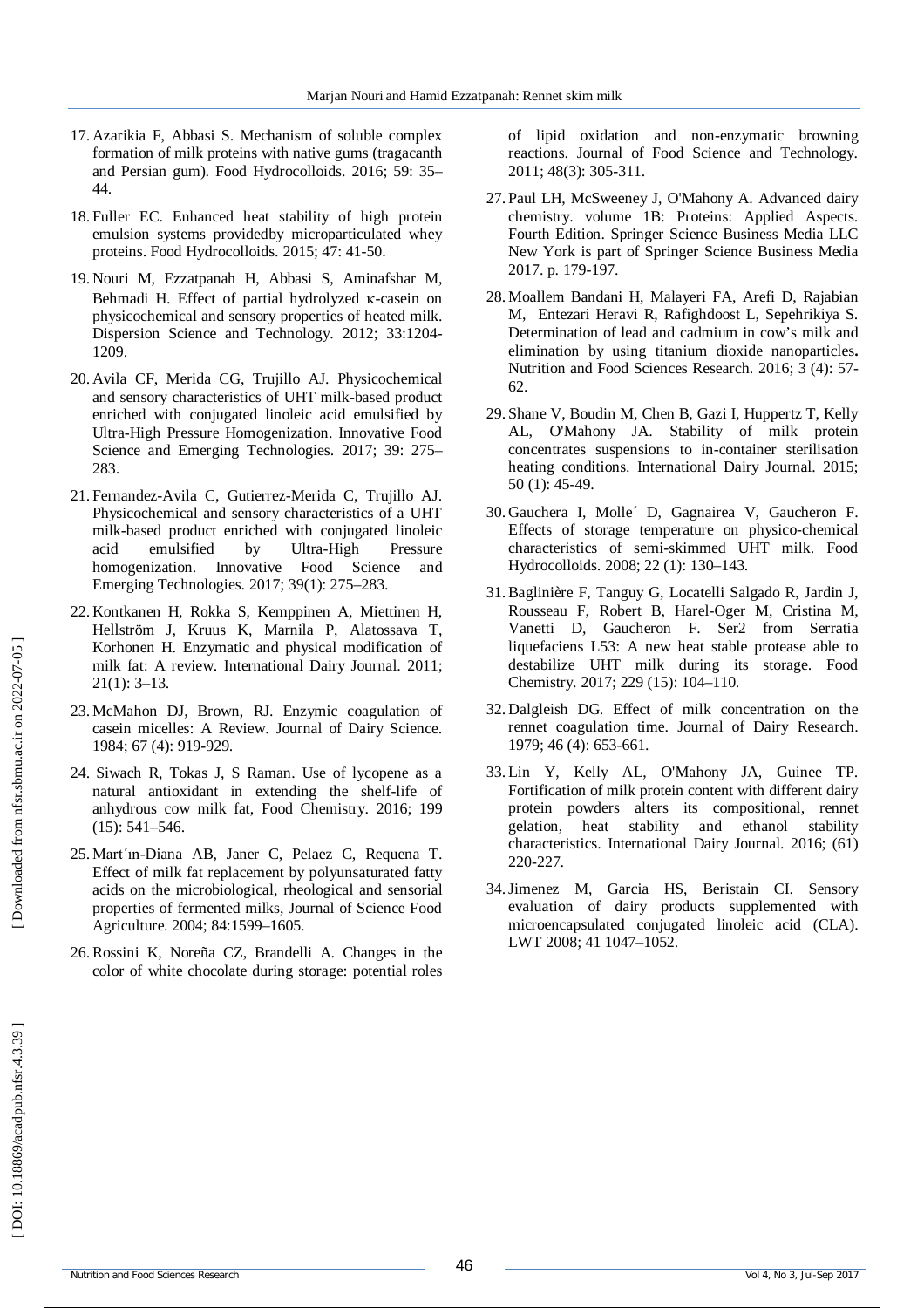17. Azarikia F, Abbasi S. Mechanism of soluble complex formation of milk proteins with native gums (tragacanth and Persian gum). Food Hydrocolloids. 2016; 59: 35–44.

18. Fuller EC. Enhanced heat stability of high protein emulsion systems providedby microparticulated whey proteins. Food Hydrocolloids. 2015; 47: 41-50.

19. Nouri M, Ezzatpanah H, Abbasi S, Aminafshar M, Behmadi H. Effect of partial hydrolyzed κ-casein on physicochemical and sensory properties of heated milk. Dispersion Science and Technology. 2012; 33:1204-1209.

20. Avila CF, Merida CG, Trujillo AJ. Physicochemical and sensory characteristics of UHT milk-based product enriched with conjugated linoleic acid emulsified by Ultra-High Pressure Homogenization. Innovative Food Science and Emerging Technologies. 2017; 39: 275–283.

21. Fernandez-Avila C, Gutierrez-Merida C, Trujillo AJ. Physicochemical and sensory characteristics of a UHT milk-based product enriched with conjugated linoleic acid emulsified by Ultra-High Pressure homogenization. Innovative Food Science and Emerging Technologies. 2017; 39(1): 275–283.

22. Kontkanen H, Rokka S, Kemppinen A, Miettinen H, Hellström J, Kruus K, Marnila P, Alatossava T, Korhonen H. Enzymatic and physical modification of milk fat: A review. International Dairy Journal. 2011; 21(1): 3–13.

23. McMahon DJ, Brown, RJ. Enzymic coagulation of casein micelles: A Review. Journal of Dairy Science. 1984; 67 (4): 919-929.

24. Siwach R, Tokas J, S Raman. Use of lycopene as a natural antioxidant in extending the shelf-life of anhydrous cow milk fat, Food Chemistry. 2016; 199 (15): 541–546.

25. Mart´ın-Diana AB, Janer C, Pelaez C, Requena T. Effect of milk fat replacement by polyunsaturated fatty acids on the microbiological, rheological and sensorial properties of fermented milks, Journal of Science Food Agriculture. 2004; 84:1599–1605.

26. Rossini K, Noreña CZ, Brandelli A. Changes in the color of white chocolate during storage: potential roles of lipid oxidation and non-enzymatic browning reactions. Journal of Food Science and Technology. 2011; 48(3): 305-311.

27. Paul LH, McSweeney J, O'Mahony A. Advanced dairy chemistry. volume 1B: Proteins: Applied Aspects. Fourth Edition. Springer Science Business Media LLC New York is part of Springer Science Business Media 2017. p. 179-197.

28. Moallem Bandani H, Malayeri FA, Arefi D, Rajabian M, Entezari Heravi R, Rafighdoost L, Sepehrikiya S. Determination of lead and cadmium in cow's milk and elimination by using titanium dioxide nanoparticles**.** Nutrition and Food Sciences Research. 2016; 3 (4): 57-62.

29. Shane V, Boudin M, Chen B, Gazi I, Huppertz T, Kelly AL, O'Mahony JA. Stability of milk protein concentrates suspensions to in-container sterilisation heating conditions. International Dairy Journal. 2015; 50 (1): 45-49.

30. Gauchera I, Molle´ D, Gagnairea V, Gaucheron F. Effects of storage temperature on physico-chemical characteristics of semi-skimmed UHT milk. Food Hydrocolloids. 2008; 22 (1): 130–143.

31. Baglinière F, Tanguy G, Locatelli Salgado R, Jardin J, Rousseau F, Robert B, Harel-Oger M, Cristina M, Vanetti D, Gaucheron F. Ser2 from Serratia liquefaciens L53: A new heat stable protease able to destabilize UHT milk during its storage. Food Chemistry. 2017; 229 (15): 104–110.

32. Dalgleish DG. Effect of milk concentration on the rennet coagulation time. Journal of Dairy Research. 1979; 46 (4): 653-661.

33. Lin Y, Kelly AL, O'Mahony JA, Guinee TP. Fortification of milk protein content with different dairy protein powders alters its compositional, rennet gelation, heat stability and ethanol stability characteristics. International Dairy Journal. 2016; (61) 220-227.

34. Jimenez M, Garcia HS, Beristain CI. Sensory evaluation of dairy products supplemented with microencapsulated conjugated linoleic acid (CLA). LWT 2008; 41 1047–1052.